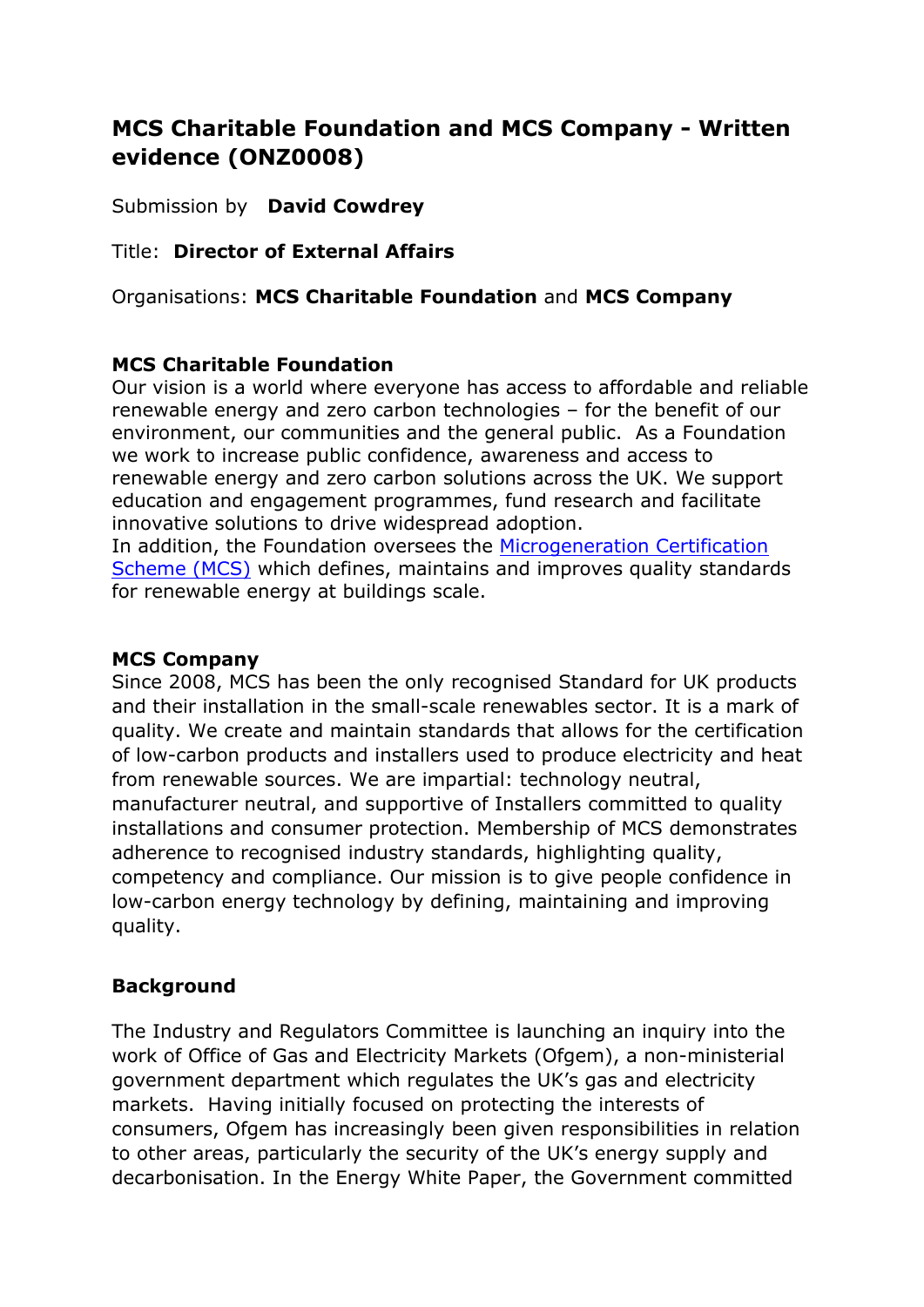# MCS Charitable Foundation and MCS Company - Written evidence (ONZ0008)

Submission by **David Cowdrey**

Title: **Director of External Affairs**

Organisations: **MCS Charitable Foundation** and **MCS Company**

**MCS Charitable Foundation**

Our vision is a world where everyone has access to affordable and reliable renewable energy and zero carbon technologies – for the benefit of our environment, our communities and the general public. As a Foundation we work to increase public confidence, awareness and access to renewable energy and zero carbon solutions across the UK. We support education and engagement programmes, fund research and facilitate innovative solutions to drive widespread adoption.

In addition, the Foundation oversees the Microgeneration Certification Scheme (MCS) which defines, maintains and improves quality standards for renewable energy at buildings scale.

**MCS Company**

Since 2008, MCS has been the only recognised Standard for UK products and their installation in the small-scale renewables sector. It is a mark of quality. We create and maintain standards that allows for the certification of low-carbon products and installers used to produce electricity and heat from renewable sources. We are impartial: technology neutral, manufacturer neutral, and supportive of Installers committed to quality installations and consumer protection. Membership of MCS demonstrates adherence to recognised industry standards, highlighting quality, competency and compliance. Our mission is to give people confidence in low-carbon energy technology by defining, maintaining and improving quality.

## Background

The Industry and Regulators Committee is launching an inquiry into the work of Office of Gas and Electricity Markets (Ofgem), a non-ministerial government department which regulates the UK's gas and electricity markets. Having initially focused on protecting the interests of consumers, Ofgem has increasingly been given responsibilities in relation to other areas, particularly the security of the UK's energy supply and decarbonisation. In the Energy White Paper, the Government committed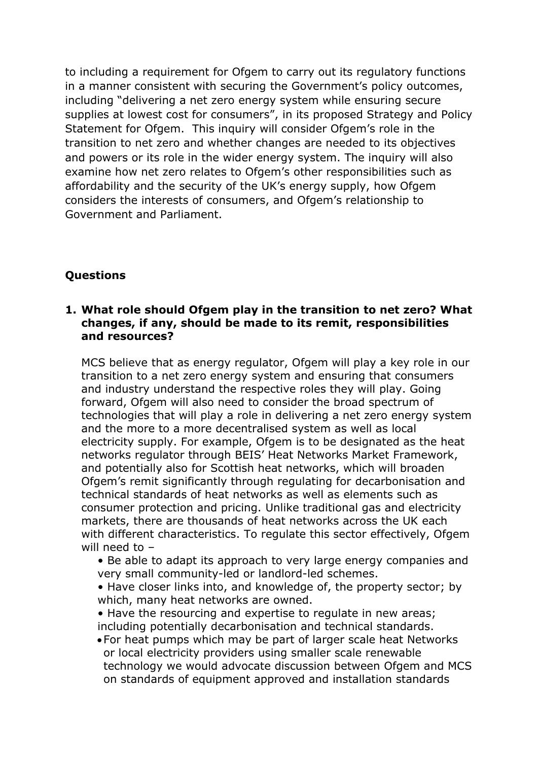to including a requirement for Ofgem to carry out its regulatory functions in a manner consistent with securing the Government's policy outcomes, including "delivering a net zero energy system while ensuring secure supplies at lowest cost for consumers", in its proposed Strategy and Policy Statement for Ofgem. This inquiry will consider Ofgem's role in the transition to net zero and whether changes are needed to its objectives and powers or its role in the wider energy system. The inquiry will also examine how net zero relates to Ofgem's other responsibilities such as affordability and the security of the UK's energy supply, how Ofgem considers the interests of consumers, and Ofgem's relationship to Government and Parliament.

## Questions

1. **What role should Ofgem play in the transition to net zero? What changes, if any, should be made to its remit, responsibilities and resources?**

   MCS believe that as energy regulator, Ofgem will play a key role in our transition to a net zero energy system and ensuring that consumers and industry understand the respective roles they will play. Going forward, Ofgem will also need to consider the broad spectrum of technologies that will play a role in delivering a net zero energy system and the more to a more decentralised system as well as local electricity supply. For example, Ofgem is to be designated as the heat networks regulator through BEIS' Heat Networks Market Framework, and potentially also for Scottish heat networks, which will broaden Ofgem's remit significantly through regulating for decarbonisation and technical standards of heat networks as well as elements such as consumer protection and pricing. Unlike traditional gas and electricity markets, there are thousands of heat networks across the UK each with different characteristics. To regulate this sector effectively, Ofgem will need to –

   - Be able to adapt its approach to very large energy companies and very small community-led or landlord-led schemes.
   - Have closer links into, and knowledge of, the property sector; by which, many heat networks are owned.
   - Have the resourcing and expertise to regulate in new areas; including potentially decarbonisation and technical standards.
   - For heat pumps which may be part of larger scale heat Networks or local electricity providers using smaller scale renewable technology we would advocate discussion between Ofgem and MCS on standards of equipment approved and installation standards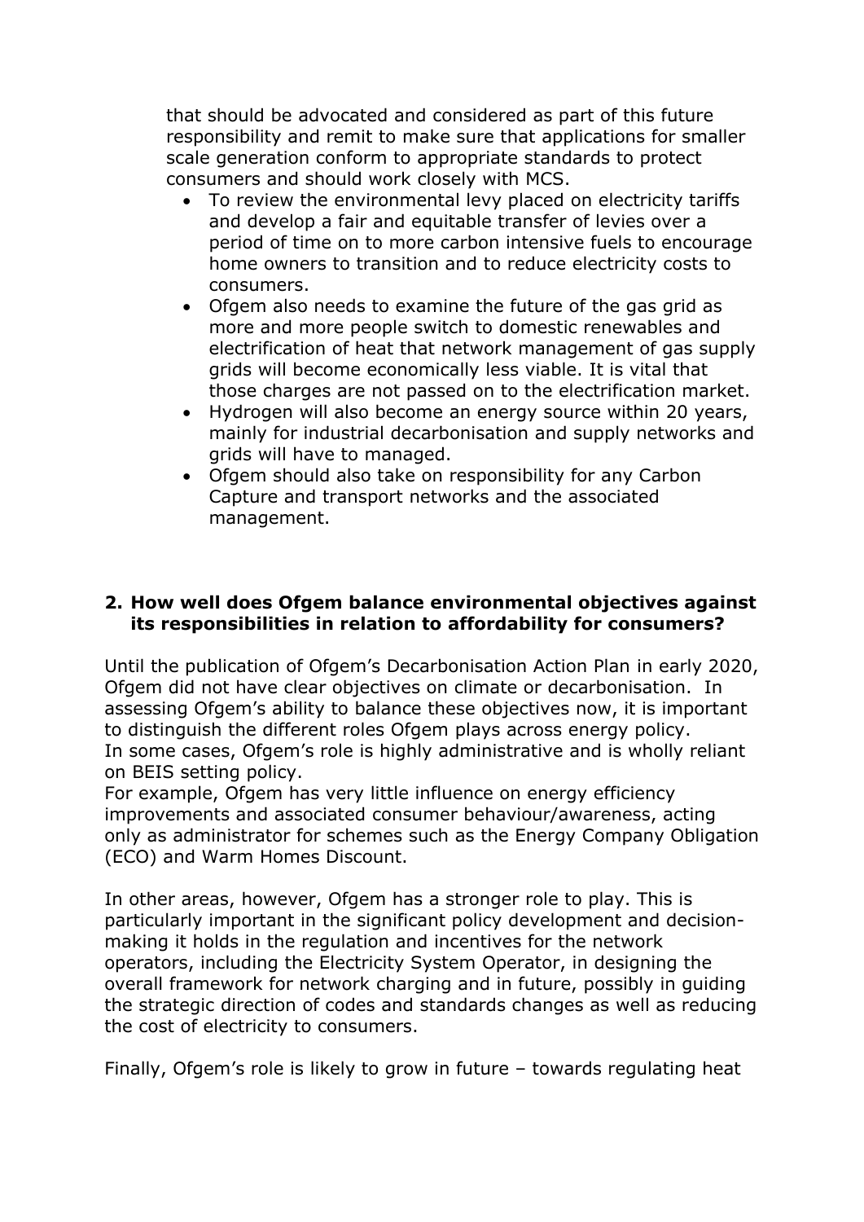that should be advocated and considered as part of this future responsibility and remit to make sure that applications for smaller scale generation conform to appropriate standards to protect consumers and should work closely with MCS.

- To review the environmental levy placed on electricity tariffs and develop a fair and equitable transfer of levies over a period of time on to more carbon intensive fuels to encourage home owners to transition and to reduce electricity costs to consumers.
- Ofgem also needs to examine the future of the gas grid as more and more people switch to domestic renewables and electrification of heat that network management of gas supply grids will become economically less viable. It is vital that those charges are not passed on to the electrification market.
- Hydrogen will also become an energy source within 20 years, mainly for industrial decarbonisation and supply networks and grids will have to managed.
- Ofgem should also take on responsibility for any Carbon Capture and transport networks and the associated management.

**2. How well does Ofgem balance environmental objectives against its responsibilities in relation to affordability for consumers?**

Until the publication of Ofgem's Decarbonisation Action Plan in early 2020, Ofgem did not have clear objectives on climate or decarbonisation. In assessing Ofgem's ability to balance these objectives now, it is important to distinguish the different roles Ofgem plays across energy policy. In some cases, Ofgem's role is highly administrative and is wholly reliant on BEIS setting policy.
For example, Ofgem has very little influence on energy efficiency improvements and associated consumer behaviour/awareness, acting only as administrator for schemes such as the Energy Company Obligation (ECO) and Warm Homes Discount.

In other areas, however, Ofgem has a stronger role to play. This is particularly important in the significant policy development and decision-making it holds in the regulation and incentives for the network operators, including the Electricity System Operator, in designing the overall framework for network charging and in future, possibly in guiding the strategic direction of codes and standards changes as well as reducing the cost of electricity to consumers.

Finally, Ofgem's role is likely to grow in future – towards regulating heat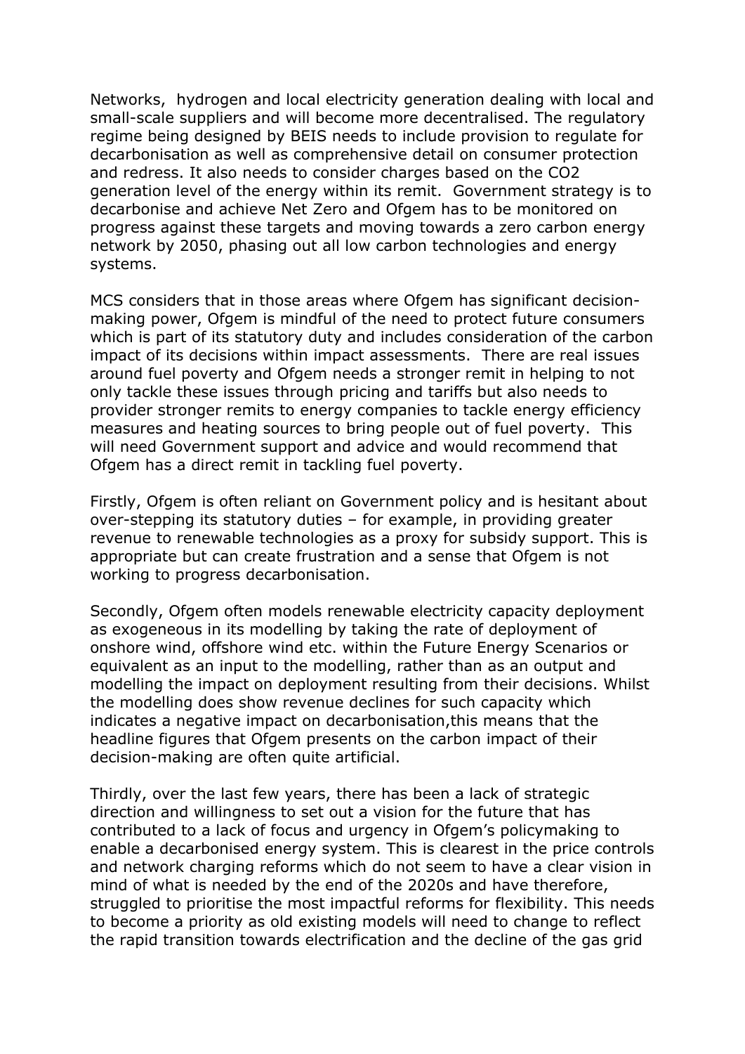Networks, hydrogen and local electricity generation dealing with local and small-scale suppliers and will become more decentralised. The regulatory regime being designed by BEIS needs to include provision to regulate for decarbonisation as well as comprehensive detail on consumer protection and redress. It also needs to consider charges based on the $CO_2$ generation level of the energy within its remit. Government strategy is to decarbonise and achieve Net Zero and Ofgem has to be monitored on progress against these targets and moving towards a zero carbon energy network by 2050, phasing out all low carbon technologies and energy systems.

MCS considers that in those areas where Ofgem has significant decision-making power, Ofgem is mindful of the need to protect future consumers which is part of its statutory duty and includes consideration of the carbon impact of its decisions within impact assessments. There are real issues around fuel poverty and Ofgem needs a stronger remit in helping to not only tackle these issues through pricing and tariffs but also needs to provider stronger remits to energy companies to tackle energy efficiency measures and heating sources to bring people out of fuel poverty. This will need Government support and advice and would recommend that Ofgem has a direct remit in tackling fuel poverty.

Firstly, Ofgem is often reliant on Government policy and is hesitant about over-stepping its statutory duties – for example, in providing greater revenue to renewable technologies as a proxy for subsidy support. This is appropriate but can create frustration and a sense that Ofgem is not working to progress decarbonisation.

Secondly, Ofgem often models renewable electricity capacity deployment as exogeneous in its modelling by taking the rate of deployment of onshore wind, offshore wind etc. within the Future Energy Scenarios or equivalent as an input to the modelling, rather than as an output and modelling the impact on deployment resulting from their decisions. Whilst the modelling does show revenue declines for such capacity which indicates a negative impact on decarbonisation,this means that the headline figures that Ofgem presents on the carbon impact of their decision-making are often quite artificial.

Thirdly, over the last few years, there has been a lack of strategic direction and willingness to set out a vision for the future that has contributed to a lack of focus and urgency in Ofgem's policymaking to enable a decarbonised energy system. This is clearest in the price controls and network charging reforms which do not seem to have a clear vision in mind of what is needed by the end of the 2020s and have therefore, struggled to prioritise the most impactful reforms for flexibility. This needs to become a priority as old existing models will need to change to reflect the rapid transition towards electrification and the decline of the gas grid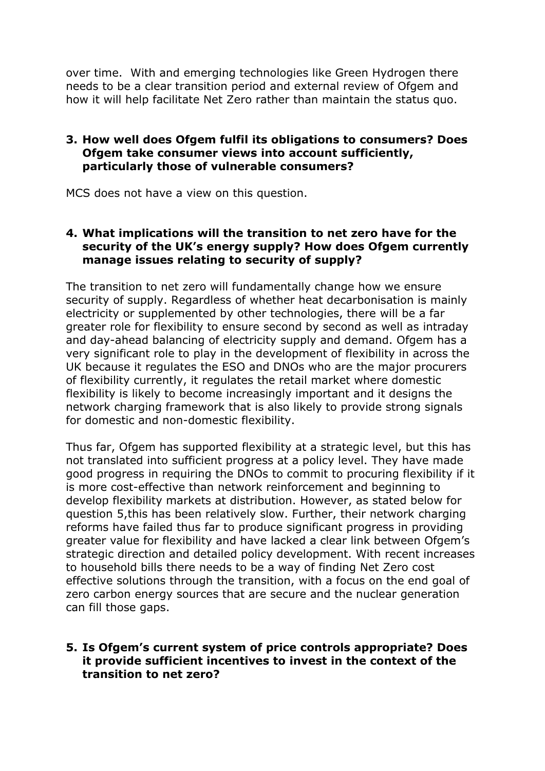over time. With and emerging technologies like Green Hydrogen there needs to be a clear transition period and external review of Ofgem and how it will help facilitate Net Zero rather than maintain the status quo.

3. **How well does Ofgem fulfil its obligations to consumers? Does Ofgem take consumer views into account sufficiently, particularly those of vulnerable consumers?**

MCS does not have a view on this question.

4. **What implications will the transition to net zero have for the security of the UK's energy supply? How does Ofgem currently manage issues relating to security of supply?**

The transition to net zero will fundamentally change how we ensure security of supply. Regardless of whether heat decarbonisation is mainly electricity or supplemented by other technologies, there will be a far greater role for flexibility to ensure second by second as well as intraday and day-ahead balancing of electricity supply and demand. Ofgem has a very significant role to play in the development of flexibility in across the UK because it regulates the ESO and DNOs who are the major procurers of flexibility currently, it regulates the retail market where domestic flexibility is likely to become increasingly important and it designs the network charging framework that is also likely to provide strong signals for domestic and non-domestic flexibility.

Thus far, Ofgem has supported flexibility at a strategic level, but this has not translated into sufficient progress at a policy level. They have made good progress in requiring the DNOs to commit to procuring flexibility if it is more cost-effective than network reinforcement and beginning to develop flexibility markets at distribution. However, as stated below for question 5,this has been relatively slow. Further, their network charging reforms have failed thus far to produce significant progress in providing greater value for flexibility and have lacked a clear link between Ofgem's strategic direction and detailed policy development. With recent increases to household bills there needs to be a way of finding Net Zero cost effective solutions through the transition, with a focus on the end goal of zero carbon energy sources that are secure and the nuclear generation can fill those gaps.

5. **Is Ofgem's current system of price controls appropriate? Does it provide sufficient incentives to invest in the context of the transition to net zero?**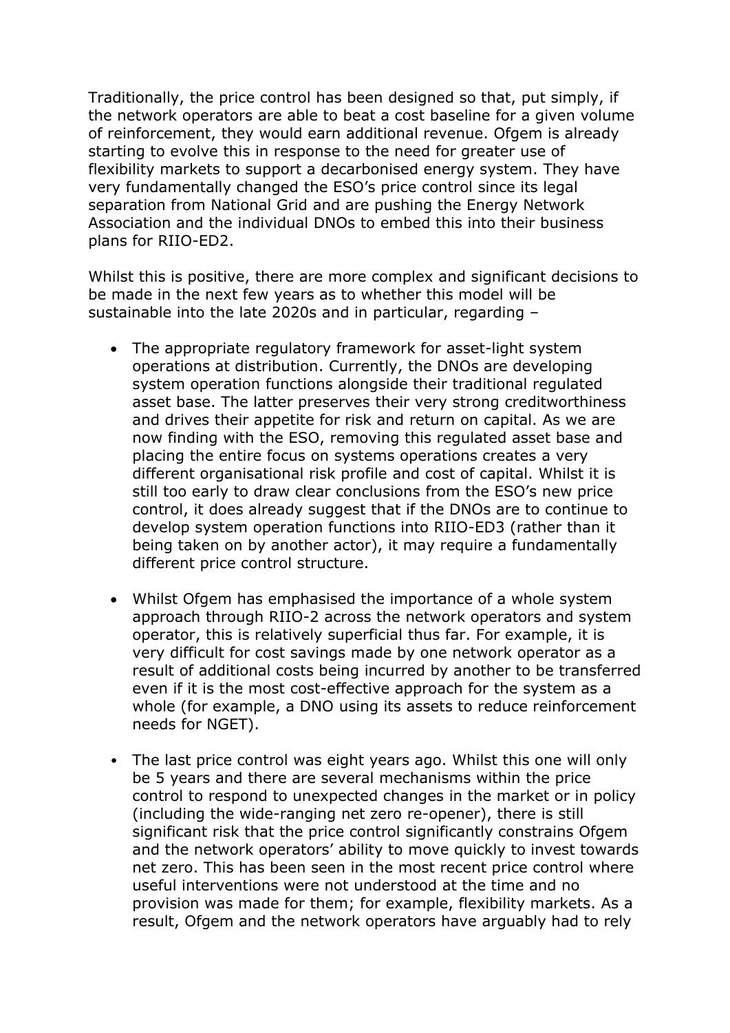Traditionally, the price control has been designed so that, put simply, if the network operators are able to beat a cost baseline for a given volume of reinforcement, they would earn additional revenue. Ofgem is already starting to evolve this in response to the need for greater use of flexibility markets to support a decarbonised energy system. They have very fundamentally changed the ESO's price control since its legal separation from National Grid and are pushing the Energy Network Association and the individual DNOs to embed this into their business plans for RIIO-ED2.

Whilst this is positive, there are more complex and significant decisions to be made in the next few years as to whether this model will be sustainable into the late 2020s and in particular, regarding –

- The appropriate regulatory framework for asset-light system operations at distribution. Currently, the DNOs are developing system operation functions alongside their traditional regulated asset base. The latter preserves their very strong creditworthiness and drives their appetite for risk and return on capital. As we are now finding with the ESO, removing this regulated asset base and placing the entire focus on systems operations creates a very different organisational risk profile and cost of capital. Whilst it is still too early to draw clear conclusions from the ESO's new price control, it does already suggest that if the DNOs are to continue to develop system operation functions into RIIO-ED3 (rather than it being taken on by another actor), it may require a fundamentally different price control structure.

- Whilst Ofgem has emphasised the importance of a whole system approach through RIIO-2 across the network operators and system operator, this is relatively superficial thus far. For example, it is very difficult for cost savings made by one network operator as a result of additional costs being incurred by another to be transferred even if it is the most cost-effective approach for the system as a whole (for example, a DNO using its assets to reduce reinforcement needs for NGET).

- The last price control was eight years ago. Whilst this one will only be 5 years and there are several mechanisms within the price control to respond to unexpected changes in the market or in policy (including the wide-ranging net zero re-opener), there is still significant risk that the price control significantly constrains Ofgem and the network operators' ability to move quickly to invest towards net zero. This has been seen in the most recent price control where useful interventions were not understood at the time and no provision was made for them; for example, flexibility markets. As a result, Ofgem and the network operators have arguably had to rely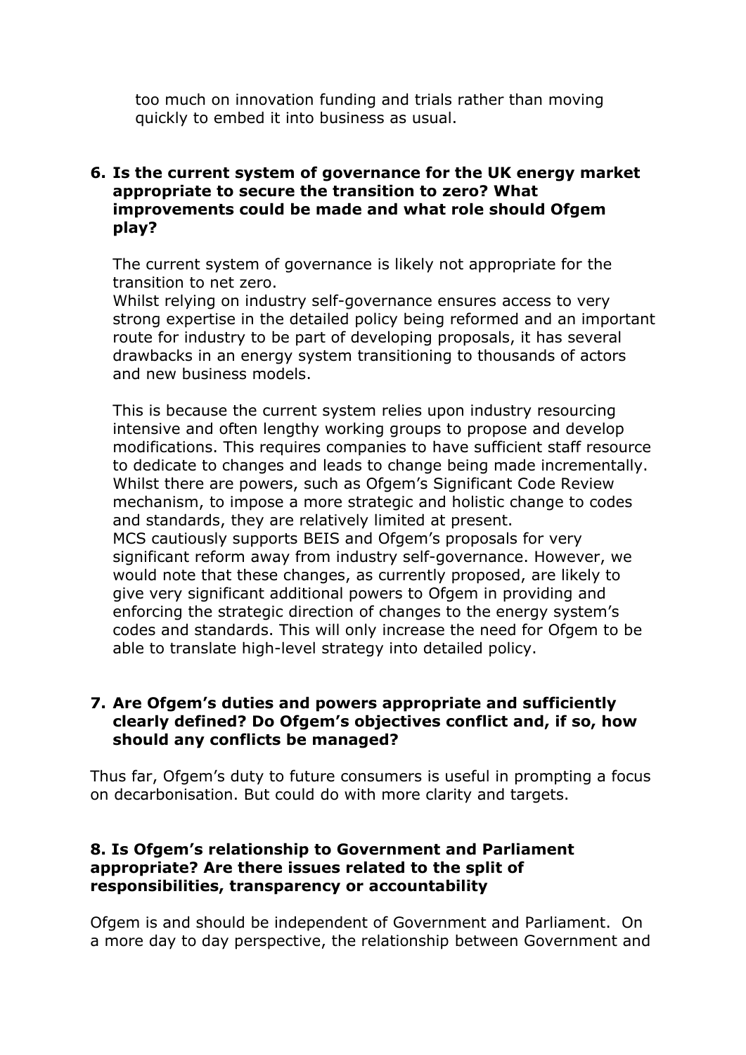too much on innovation funding and trials rather than moving quickly to embed it into business as usual.

**6. Is the current system of governance for the UK energy market appropriate to secure the transition to zero? What improvements could be made and what role should Ofgem play?**

The current system of governance is likely not appropriate for the transition to net zero.
Whilst relying on industry self-governance ensures access to very strong expertise in the detailed policy being reformed and an important route for industry to be part of developing proposals, it has several drawbacks in an energy system transitioning to thousands of actors and new business models.

This is because the current system relies upon industry resourcing intensive and often lengthy working groups to propose and develop modifications. This requires companies to have sufficient staff resource to dedicate to changes and leads to change being made incrementally. Whilst there are powers, such as Ofgem's Significant Code Review mechanism, to impose a more strategic and holistic change to codes and standards, they are relatively limited at present.
MCS cautiously supports BEIS and Ofgem's proposals for very significant reform away from industry self-governance. However, we would note that these changes, as currently proposed, are likely to give very significant additional powers to Ofgem in providing and enforcing the strategic direction of changes to the energy system's codes and standards. This will only increase the need for Ofgem to be able to translate high-level strategy into detailed policy.

**7. Are Ofgem's duties and powers appropriate and sufficiently clearly defined? Do Ofgem's objectives conflict and, if so, how should any conflicts be managed?**

Thus far, Ofgem's duty to future consumers is useful in prompting a focus on decarbonisation. But could do with more clarity and targets.

**8. Is Ofgem's relationship to Government and Parliament appropriate? Are there issues related to the split of responsibilities, transparency or accountability**

Ofgem is and should be independent of Government and Parliament. On a more day to day perspective, the relationship between Government and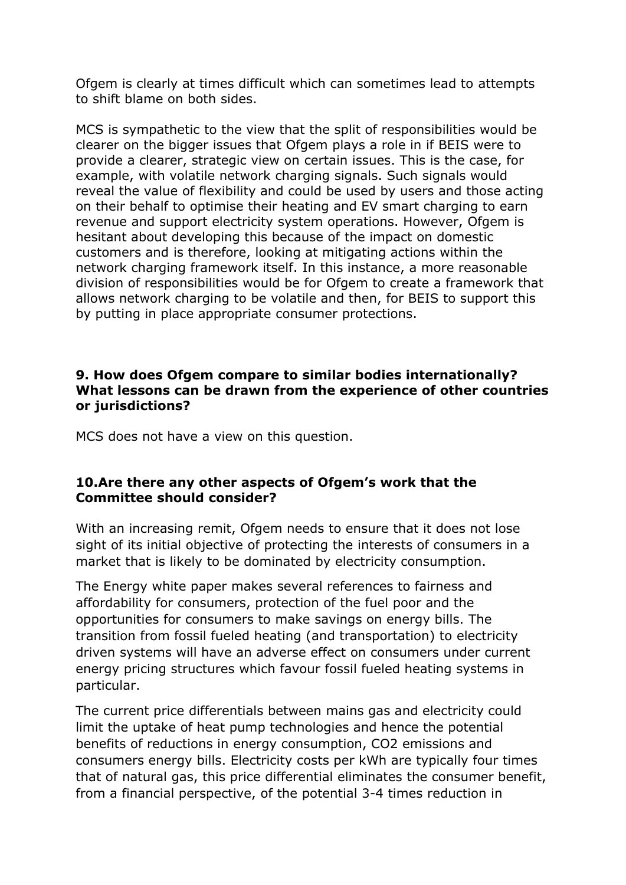Ofgem is clearly at times difficult which can sometimes lead to attempts to shift blame on both sides.

MCS is sympathetic to the view that the split of responsibilities would be clearer on the bigger issues that Ofgem plays a role in if BEIS were to provide a clearer, strategic view on certain issues. This is the case, for example, with volatile network charging signals. Such signals would reveal the value of flexibility and could be used by users and those acting on their behalf to optimise their heating and EV smart charging to earn revenue and support electricity system operations. However, Ofgem is hesitant about developing this because of the impact on domestic customers and is therefore, looking at mitigating actions within the network charging framework itself. In this instance, a more reasonable division of responsibilities would be for Ofgem to create a framework that allows network charging to be volatile and then, for BEIS to support this by putting in place appropriate consumer protections.

**9. How does Ofgem compare to similar bodies internationally? What lessons can be drawn from the experience of other countries or jurisdictions?**

MCS does not have a view on this question.

**10.Are there any other aspects of Ofgem's work that the Committee should consider?**

With an increasing remit, Ofgem needs to ensure that it does not lose sight of its initial objective of protecting the interests of consumers in a market that is likely to be dominated by electricity consumption.

The Energy white paper makes several references to fairness and affordability for consumers, protection of the fuel poor and the opportunities for consumers to make savings on energy bills. The transition from fossil fueled heating (and transportation) to electricity driven systems will have an adverse effect on consumers under current energy pricing structures which favour fossil fueled heating systems in particular.

The current price differentials between mains gas and electricity could limit the uptake of heat pump technologies and hence the potential benefits of reductions in energy consumption, $CO_2$ emissions and consumers energy bills. Electricity costs per kWh are typically four times that of natural gas, this price differential eliminates the consumer benefit, from a financial perspective, of the potential 3-4 times reduction in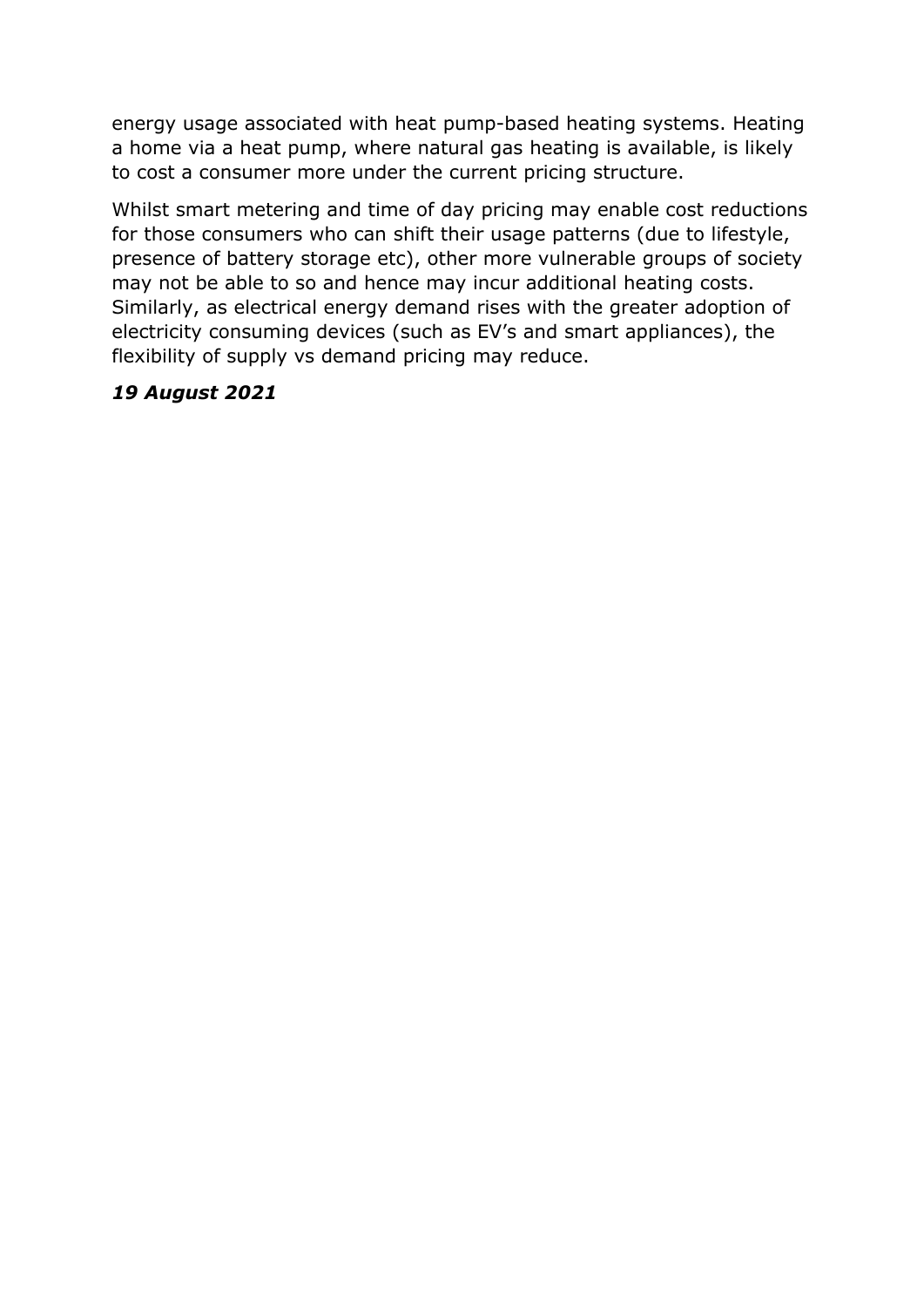energy usage associated with heat pump-based heating systems. Heating a home via a heat pump, where natural gas heating is available, is likely to cost a consumer more under the current pricing structure.

Whilst smart metering and time of day pricing may enable cost reductions for those consumers who can shift their usage patterns (due to lifestyle, presence of battery storage etc), other more vulnerable groups of society may not be able to so and hence may incur additional heating costs. Similarly, as electrical energy demand rises with the greater adoption of electricity consuming devices (such as EV's and smart appliances), the flexibility of supply vs demand pricing may reduce.

***19 August 2021***